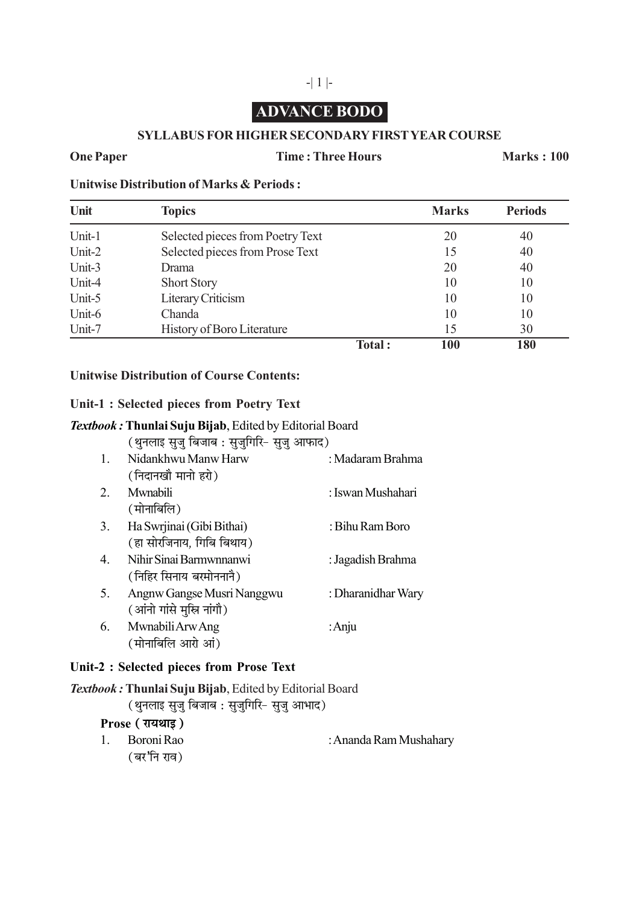# ADVANCE BODO

## SYLLABUS FOR HIGHER SECONDARY FIRST YEAR COURSE

**One Paper** **Time : Three Hours** **Marks : 100**

**Unitwise Distribution of Marks & Periods :**

| Unit | Topics | Marks | Periods |
|---|---|---|---|
| Unit-1 | Selected pieces from Poetry Text | 20 | 40 |
| Unit-2 | Selected pieces from Prose Text | 15 | 40 |
| Unit-3 | Drama | 20 | 40 |
| Unit-4 | Short Story | 10 | 10 |
| Unit-5 | Literary Criticism | 10 | 10 |
| Unit-6 | Chanda | 10 | 10 |
| Unit-7 | History of Boro Literature | 15 | 30 |
| | **Total :** | **100** | **180** |

**Unitwise Distribution of Course Contents:**

### Unit-1 : Selected pieces from Poetry Text

***Textbook :*** **Thunlai Suju Bijab**, Edited by Editorial Board
(थुनलाइ सुजु बिजाब : सुजुगिरि- सुजु आफाद)

1. Nidankhwu Manw Harw (निदानखौ मानो हरो) : Madaram Brahma
2. Mwnabili (मोनाबिलि) : Iswan Mushahari
3. Ha Swrjinai (Gibi Bithai) (हा सोरजिनाय, गिबि बिथाय) : Bihu Ram Boro
4. Nihir Sinai Barmwnnanwi (निहिर सिनाय बरमोननानै) : Jagadish Brahma
5. Angnw Gangse Musri Nanggwu (आंनो गांसे मुस्रि नांगौ) : Dharanidhar Wary
6. Mwnabili Arw Ang (मोनाबिलि आरो आं) : Anju

### Unit-2 : Selected pieces from Prose Text

***Textbook :*** **Thunlai Suju Bijab**, Edited by Editorial Board
(थुनलाइ सुजु बिजाब : सुजुगिरि- सुजु आभाद)

**Prose ( रायथाइ )**

1. Boroni Rao (बर'नि राव) : Ananda Ram Mushahary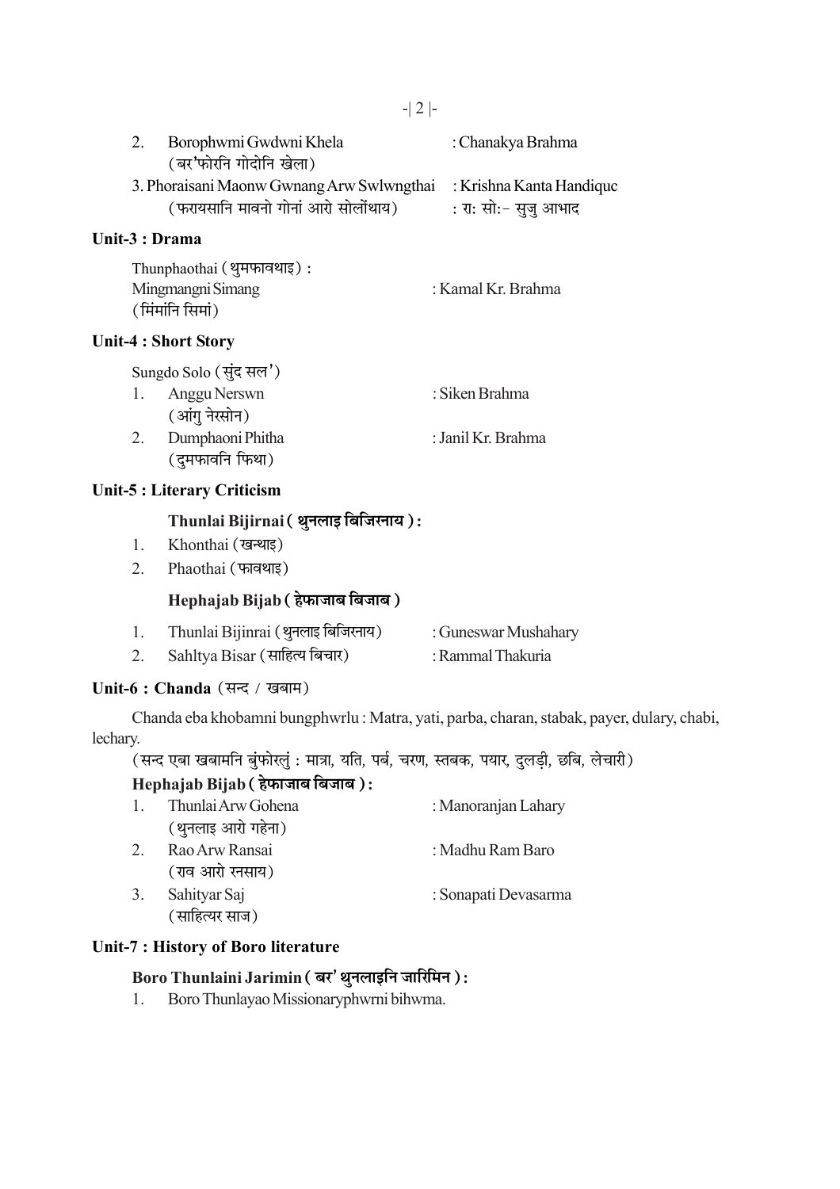2. Borophwmi Gwdwni Khela : Chanakya Brahma
   (बर'फोरनि गोदोनि खेला)
3. Phoraisani Maonw Gwnang Arw Swlwngthai : Krishna Kanta Handiquc
   (फरायसानि मावनो गोनां आरो सोलोंथाय) : रा: सो:- सुजु आभाद

## Unit-3 : Drama

Thunphaothai (थुमफावथाइ) :
Mingmangni Simang : Kamal Kr. Brahma
(मिंमांनि सिमां)

## Unit-4 : Short Story

Sungdo Solo (सुंद सल')

1. Anggu Nerswn : Siken Brahma
   (आंगु नेरसोन)
2. Dumphaoni Phitha : Janil Kr. Brahma
   (दुमफावनि फिथा)

## Unit-5 : Literary Criticism

### Thunlai Bijirnai ( थुनलाइ बिजिरनाय ) :

1. Khonthai (खन्थाइ)
2. Phaothai (फावथाइ)

### Hephajab Bijab ( हेफाजाब बिजाब )

1. Thunlai Bijinrai (थुनलाइ बिजिरनाय) : Guneswar Mushahary
2. Sahltya Bisar (साहित्य बिचार) : Rammal Thakuria

## Unit-6 : Chanda (सन्द / खबाम)

Chanda eba khobamni bungphwrlu : Matra, yati, parba, charan, stabak, payer, dulary, chabi, lechary.

(सन्द एबा खबामनि बुंफोरलुं : मात्रा, यति, पर्ब, चरण, स्तबक, पयार, दुलड़ी, छबि, लेचारी)

### Hephajab Bijab ( हेफाजाब बिजाब ) :

1. Thunlai Arw Gohena : Manoranjan Lahary
   (थुनलाइ आरो गहेना)
2. Rao Arw Ransai : Madhu Ram Baro
   (राव आरो रनसाय)
3. Sahityar Saj : Sonapati Devasarma
   (साहित्यर साज)

## Unit-7 : History of Boro literature

### Boro Thunlaini Jarimin ( बर' थुनलाइनि जारिमिन ) :

1. Boro Thunlayao Missionaryphwrni bihwma.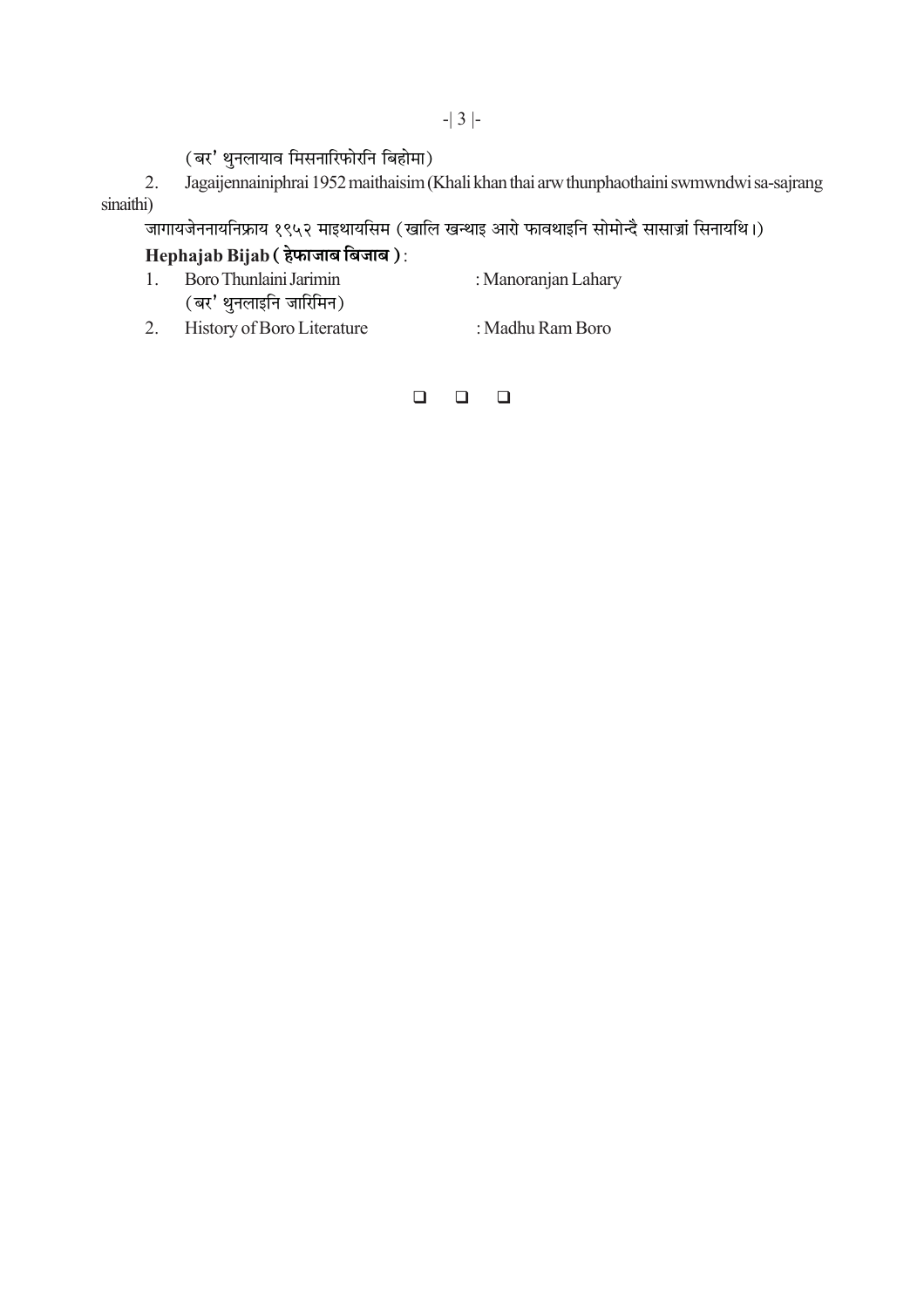(बर' थुनलायाव मिसनारिफोरनि बिहोमा)

2. Jagaijennainiphrai 1952 maithaisim (Khali khan thai arw thunphaothaini swmwndwi sa-sajrang sinaithi)

जागायजेननायनिफ्राय १९५२ माइथायसिम (खालि खन्थाइ आरो फावथाइनि सोमोन्दै सासाज्रां सिनायथि।)

**Hephajab Bijab ( हेफाजाब बिजाब )** :

1. Boro Thunlaini Jarimin : Manoranjan Lahary
   (बर' थुनलाइनि जारिमिन)
2. History of Boro Literature : Madhu Ram Boro

❑ ❑ ❑